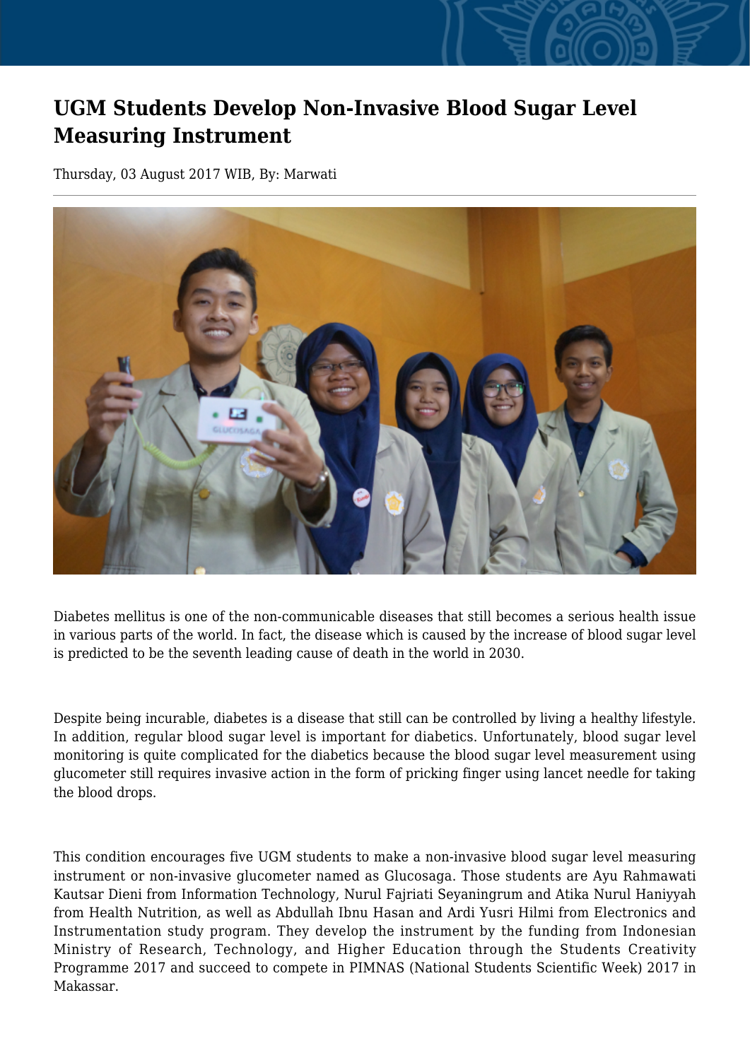# UGM Students Develop Non-Invasive Blood Sugar Level Measuring Instrument

Thursday, 03 August 2017 WIB, By: Marwati

Diabetes mellitus is one of the non-communicable diseases that still becomes a serious health issue in various parts of the world. In fact, the disease which is caused by the increase of blood sugar level is predicted to be the seventh leading cause of death in the world in 2030.

Despite being incurable, diabetes is a disease that still can be controlled by living a healthy lifestyle. In addition, regular blood sugar level is important for diabetics. Unfortunately, blood sugar level monitoring is quite complicated for the diabetics because the blood sugar level measurement using glucometer still requires invasive action in the form of pricking finger using lancet needle for taking the blood drops.

This condition encourages five UGM students to make a non-invasive blood sugar level measuring instrument or non-invasive glucometer named as Glucosaga. Those students are Ayu Rahmawati Kautsar Dieni from Information Technology, Nurul Fajriati Seyaningrum and Atika Nurul Haniyyah from Health Nutrition, as well as Abdullah Ibnu Hasan and Ardi Yusri Hilmi from Electronics and Instrumentation study program. They develop the instrument by the funding from Indonesian Ministry of Research, Technology, and Higher Education through the Students Creativity Programme 2017 and succeed to compete in PIMNAS (National Students Scientific Week) 2017 in Makassar.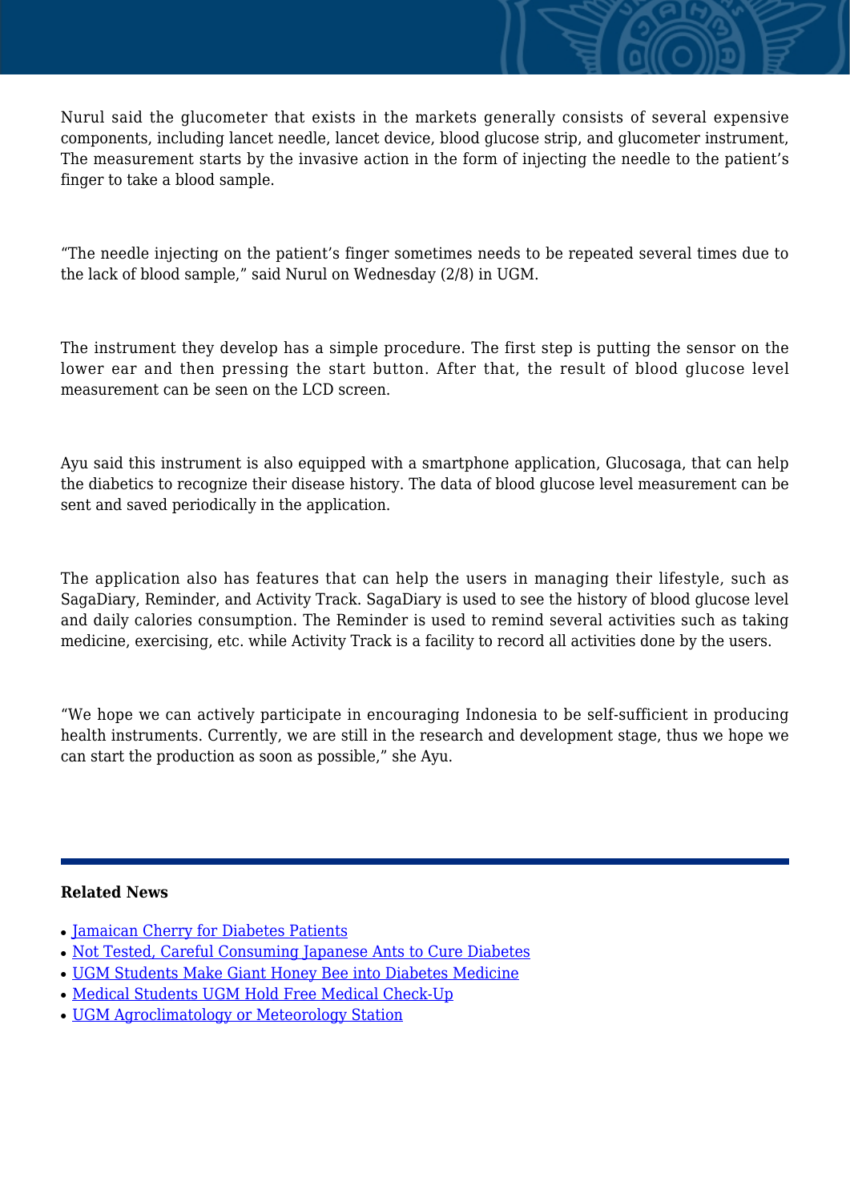Nurul said the glucometer that exists in the markets generally consists of several expensive components, including lancet needle, lancet device, blood glucose strip, and glucometer instrument, The measurement starts by the invasive action in the form of injecting the needle to the patient's finger to take a blood sample.

"The needle injecting on the patient's finger sometimes needs to be repeated several times due to the lack of blood sample," said Nurul on Wednesday (2/8) in UGM.

The instrument they develop has a simple procedure. The first step is putting the sensor on the lower ear and then pressing the start button. After that, the result of blood glucose level measurement can be seen on the LCD screen.

Ayu said this instrument is also equipped with a smartphone application, Glucosaga, that can help the diabetics to recognize their disease history. The data of blood glucose level measurement can be sent and saved periodically in the application.

The application also has features that can help the users in managing their lifestyle, such as SagaDiary, Reminder, and Activity Track. SagaDiary is used to see the history of blood glucose level and daily calories consumption. The Reminder is used to remind several activities such as taking medicine, exercising, etc. while Activity Track is a facility to record all activities done by the users.

"We hope we can actively participate in encouraging Indonesia to be self-sufficient in producing health instruments. Currently, we are still in the research and development stage, thus we hope we can start the production as soon as possible," she Ayu.

---

**Related News**

- Jamaican Cherry for Diabetes Patients
- Not Tested, Careful Consuming Japanese Ants to Cure Diabetes
- UGM Students Make Giant Honey Bee into Diabetes Medicine
- Medical Students UGM Hold Free Medical Check-Up
- UGM Agroclimatology or Meteorology Station